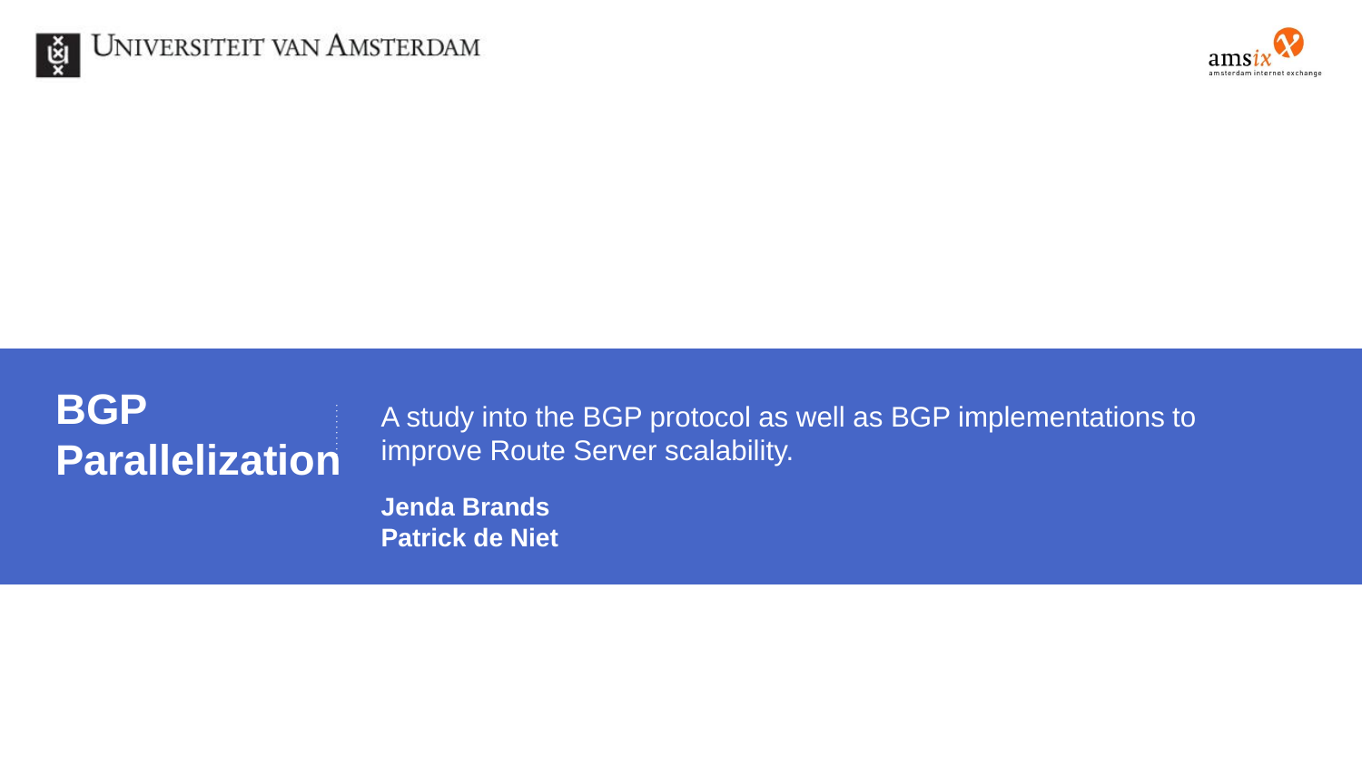# BGP Parallelization

A study into the BGP protocol as well as BGP implementations to improve Route Server scalability.

**Jenda Brands**
**Patrick de Niet**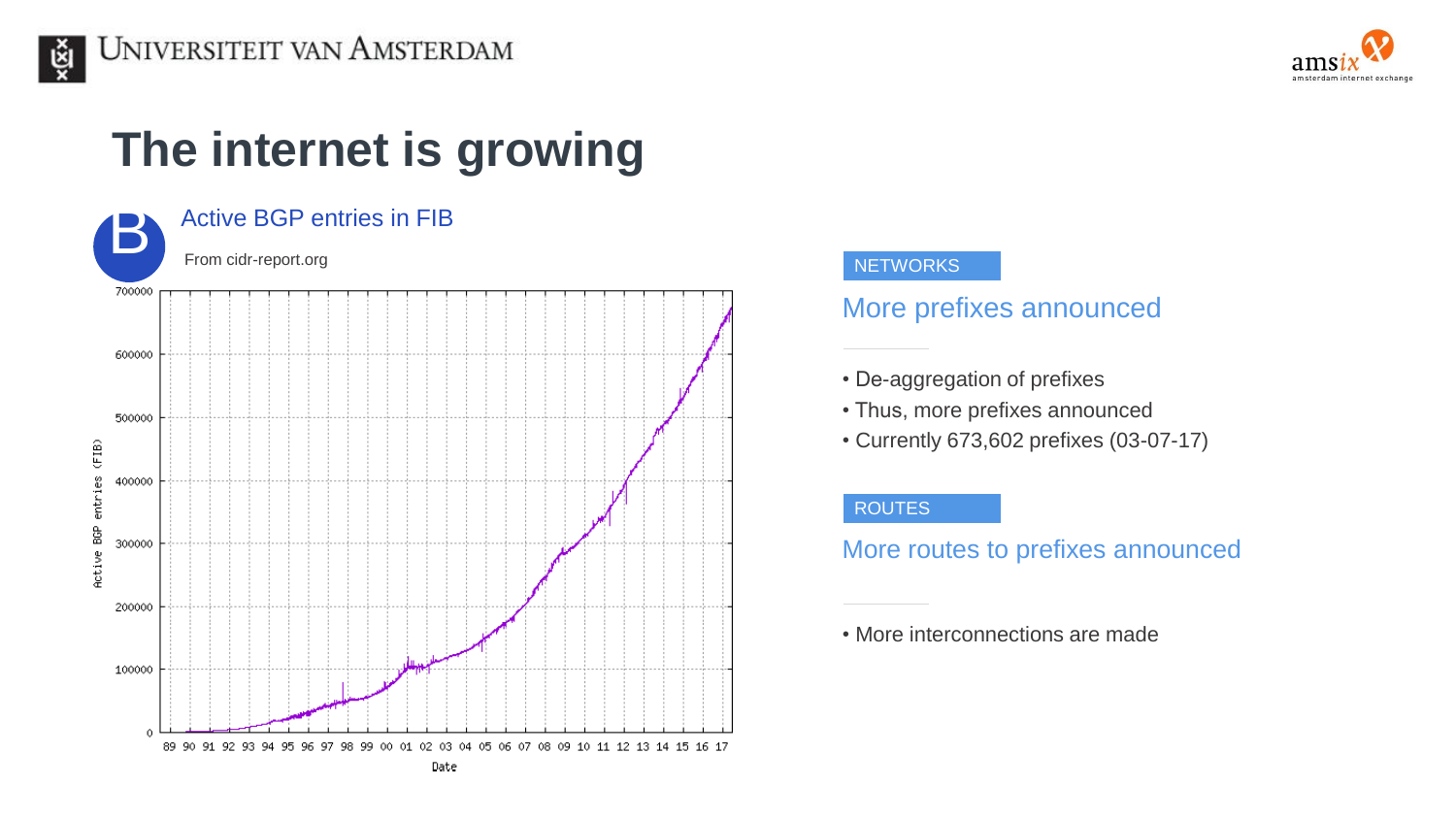# The internet is growing

## Active BGP entries in FIB

From cidr-report.org

NETWORKS

### More prefixes announced

- De-aggregation of prefixes
- Thus, more prefixes announced
- Currently 673,602 prefixes (03-07-17)

ROUTES

### More routes to prefixes announced

- More interconnections are made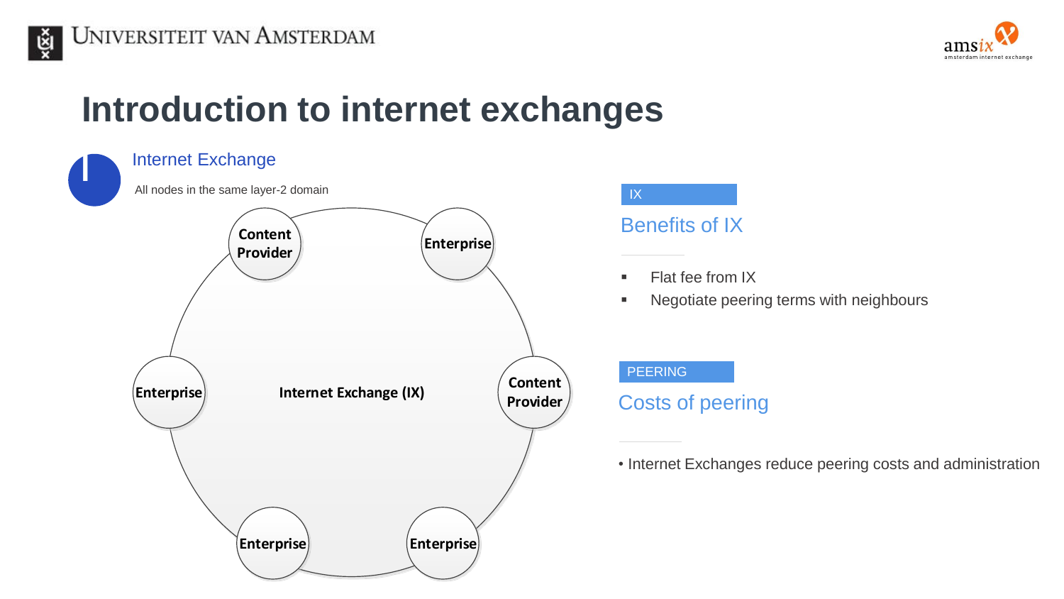# Introduction to internet exchanges

## Internet Exchange

All nodes in the same layer-2 domain

Content Provider

Enterprise

Enterprise

Internet Exchange (IX)

Content Provider

Enterprise

Enterprise

IX

### Benefits of IX

- Flat fee from IX
- Negotiate peering terms with neighbours

PEERING

### Costs of peering

- Internet Exchanges reduce peering costs and administration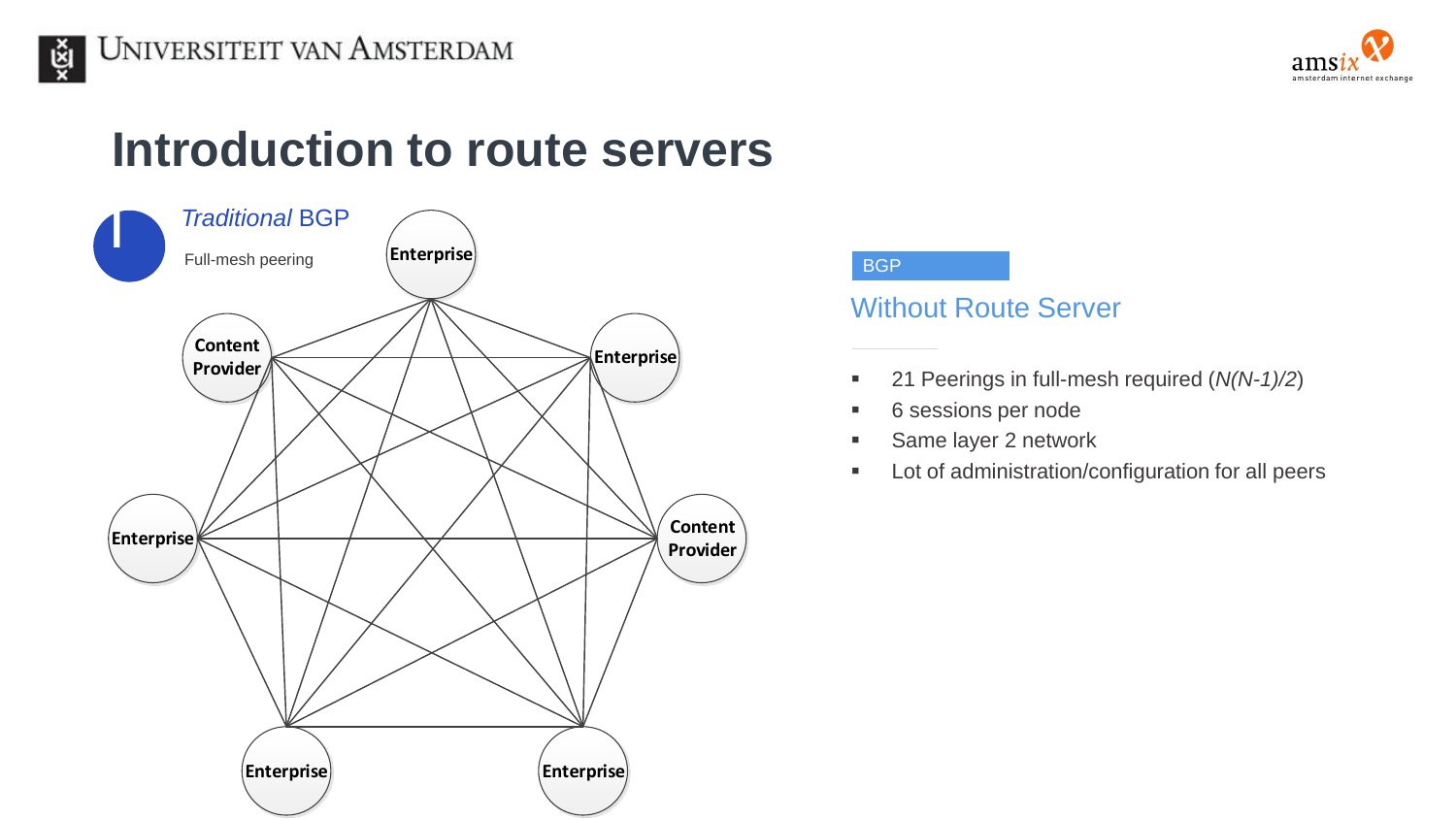# Introduction to route servers

*Traditional* BGP

Full-mesh peering

Enterprise

Content Provider

Enterprise

Enterprise

Content Provider

Enterprise

Enterprise

BGP

## Without Route Server

- 21 Peerings in full-mesh required (*N(N-1)/2*)
- 6 sessions per node
- Same layer 2 network
- Lot of administration/configuration for all peers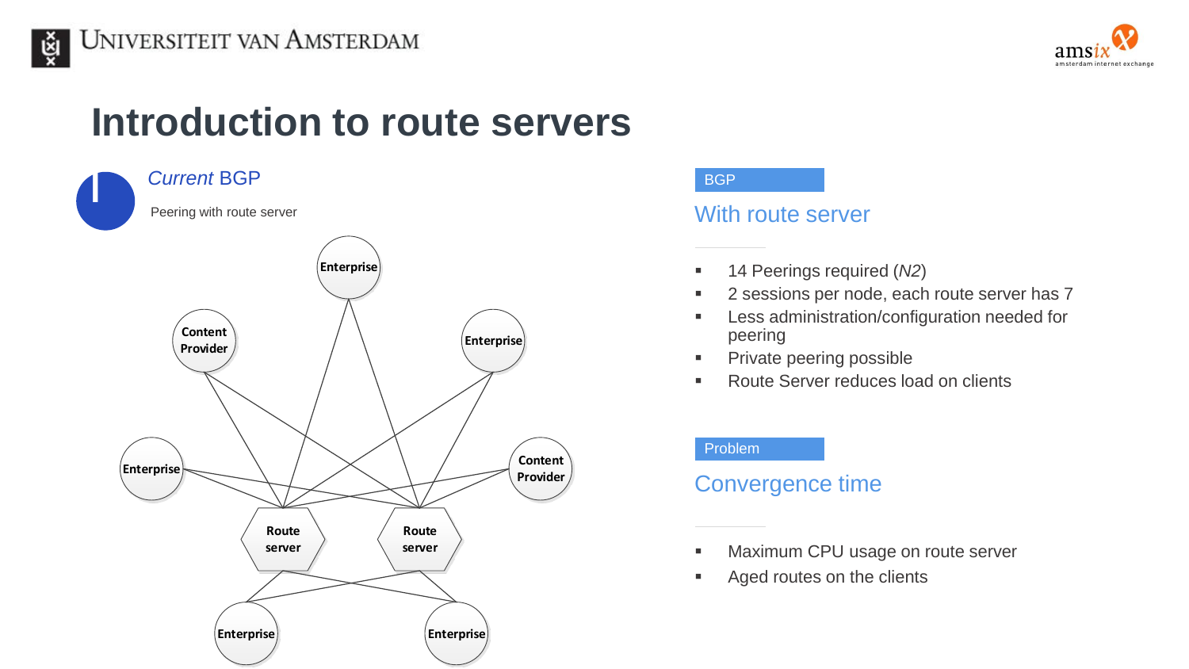# Introduction to route servers

*Current* BGP

Peering with route server

Enterprise

Content Provider

Enterprise

Enterprise

Content Provider

Route server

Route server

Enterprise

Enterprise

BGP

## With route server

- 14 Peerings required (*N2*)
- 2 sessions per node, each route server has 7
- Less administration/configuration needed for peering
- Private peering possible
- Route Server reduces load on clients

Problem

## Convergence time

- Maximum CPU usage on route server
- Aged routes on the clients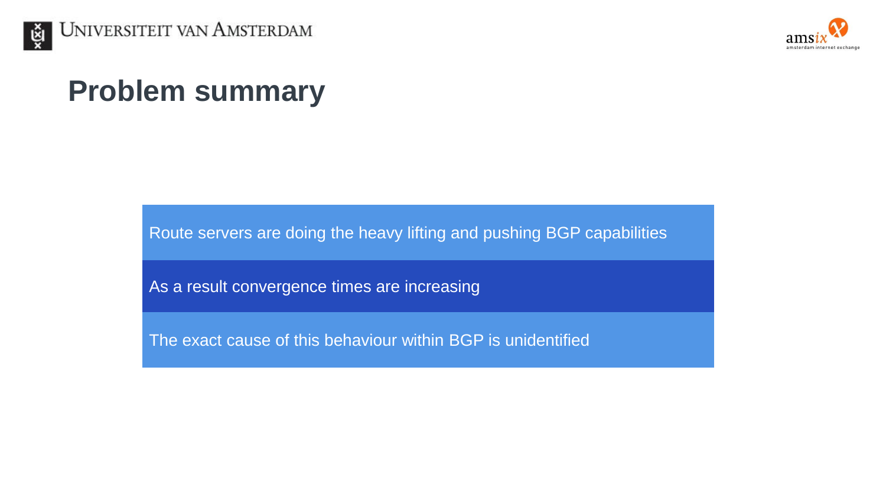# Problem summary

- Route servers are doing the heavy lifting and pushing BGP capabilities
- As a result convergence times are increasing
- The exact cause of this behaviour within BGP is unidentified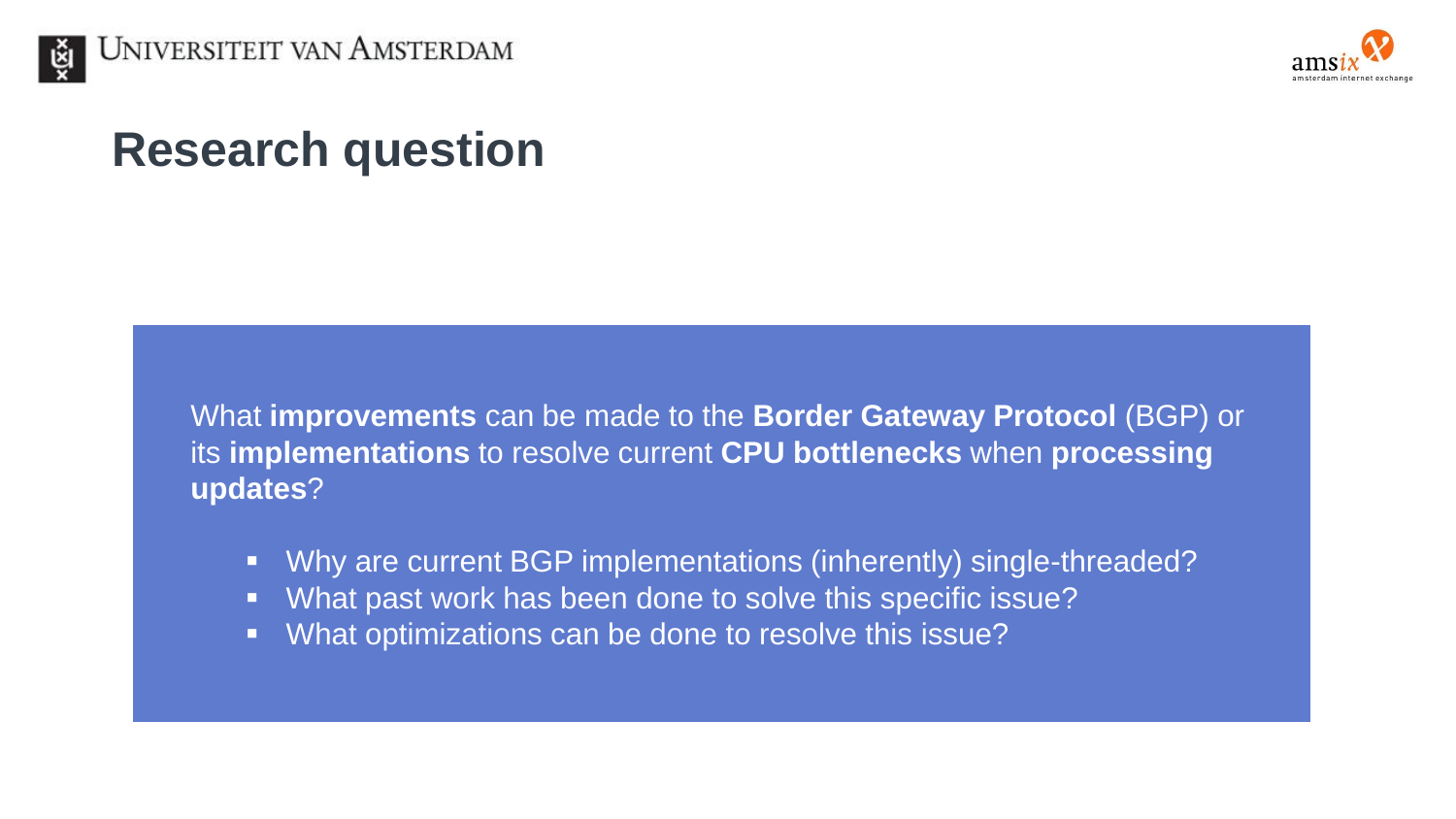# Research question

What **improvements** can be made to the **Border Gateway Protocol** (BGP) or its **implementations** to resolve current **CPU bottlenecks** when **processing updates**?

- Why are current BGP implementations (inherently) single-threaded?
- What past work has been done to solve this specific issue?
- What optimizations can be done to resolve this issue?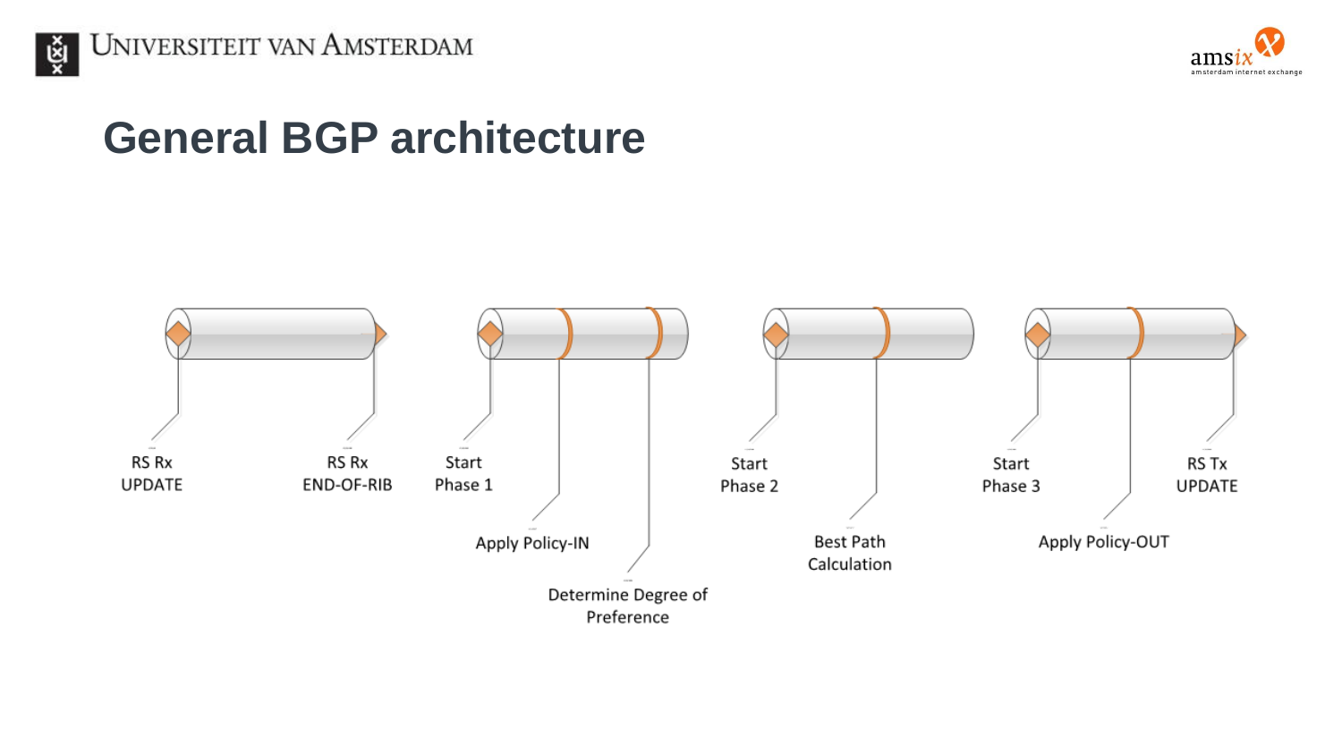# General BGP architecture

RS Rx UPDATE

RS Rx END-OF-RIB

Start Phase 1

Apply Policy-IN

Determine Degree of Preference

Start Phase 2

Best Path Calculation

Start Phase 3

Apply Policy-OUT

RS Tx UPDATE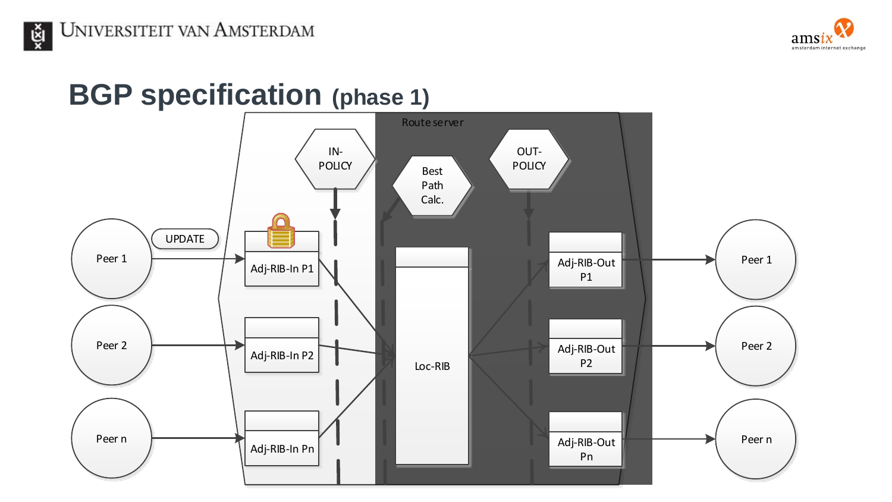# BGP specification (phase 1)

Route server

IN-POLICY

Best Path Calc.

OUT-POLICY

Peer 1

UPDATE

Adj-RIB-In P1

Peer 2

Adj-RIB-In P2

Peer n

Adj-RIB-In Pn

Loc-RIB

Adj-RIB-Out P1

Adj-RIB-Out P2

Adj-RIB-Out Pn

Peer 1

Peer 2

Peer n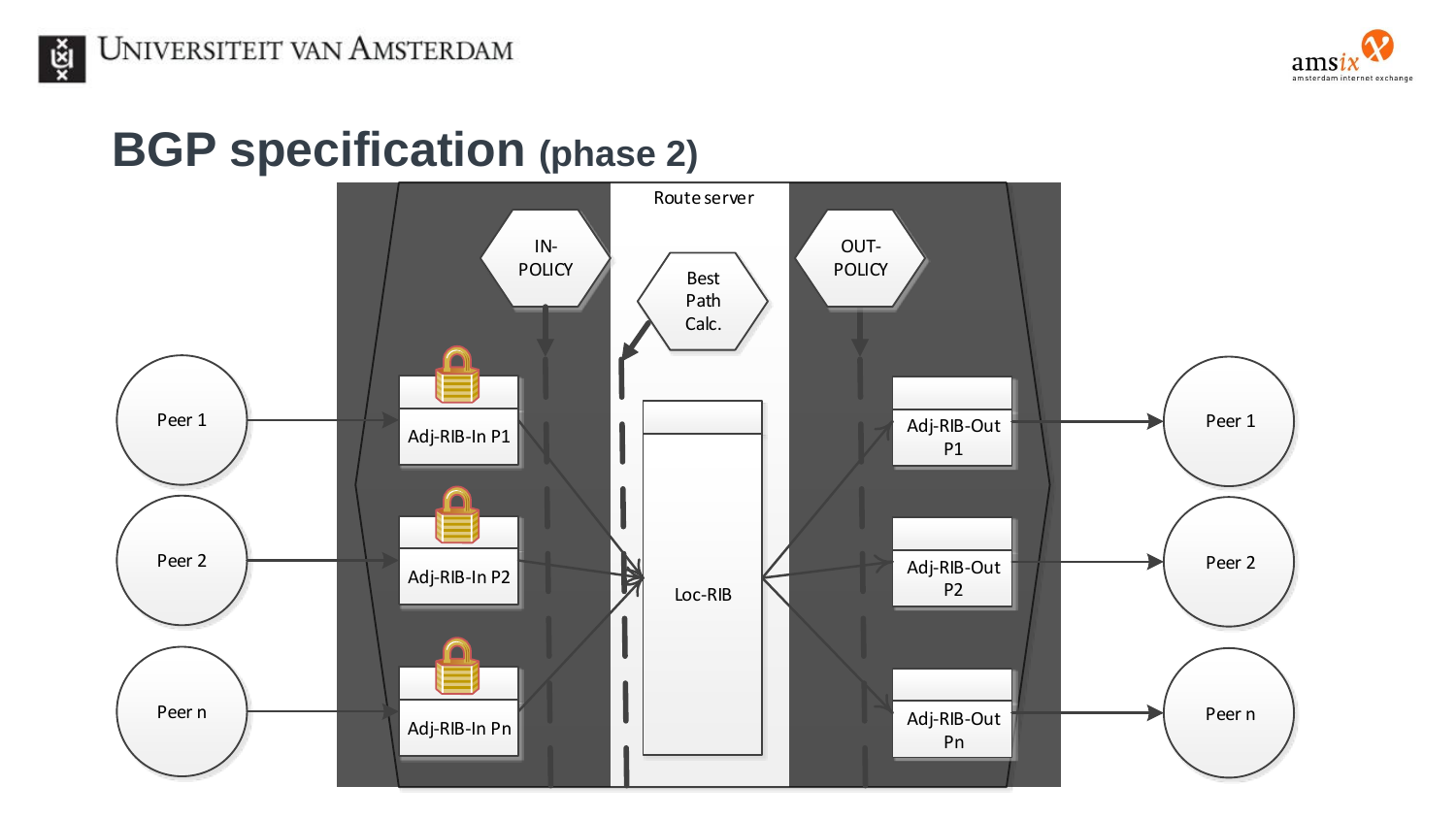# BGP specification (phase 2)

Route server

IN-POLICY

Best Path Calc.

OUT-POLICY

Peer 1

Peer 2

Peer n

Adj-RIB-In P1

Adj-RIB-In P2

Adj-RIB-In Pn

Loc-RIB

Adj-RIB-Out P1

Adj-RIB-Out P2

Adj-RIB-Out Pn

Peer 1

Peer 2

Peer n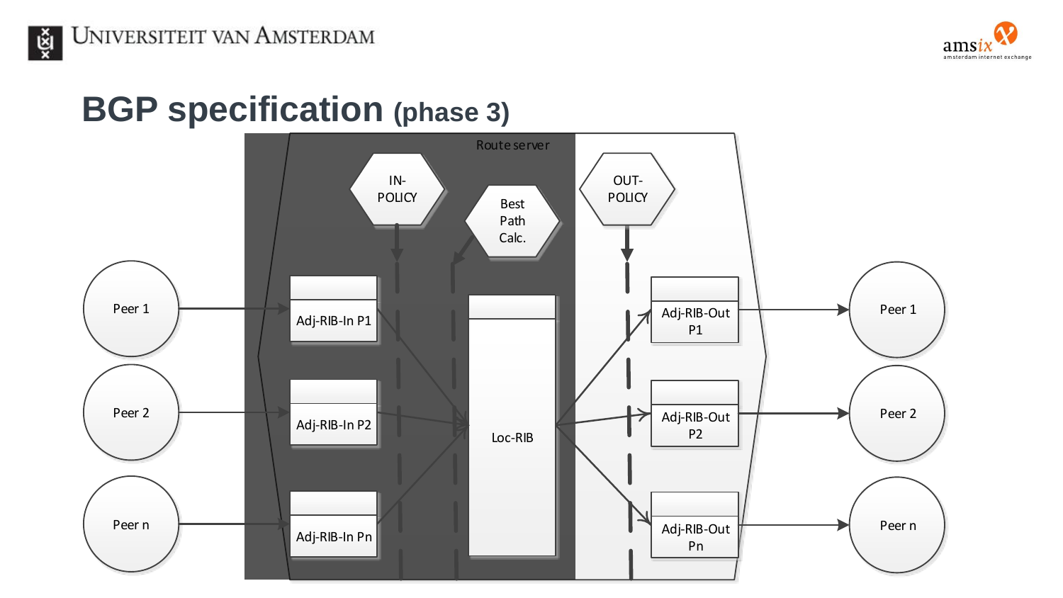# BGP specification (phase 3)

Route server

IN-POLICY

Best Path Calc.

OUT-POLICY

Peer 1

Peer 2

Peer n

Adj-RIB-In P1

Adj-RIB-In P2

Adj-RIB-In Pn

Loc-RIB

Adj-RIB-Out P1

Adj-RIB-Out P2

Adj-RIB-Out Pn

Peer 1

Peer 2

Peer n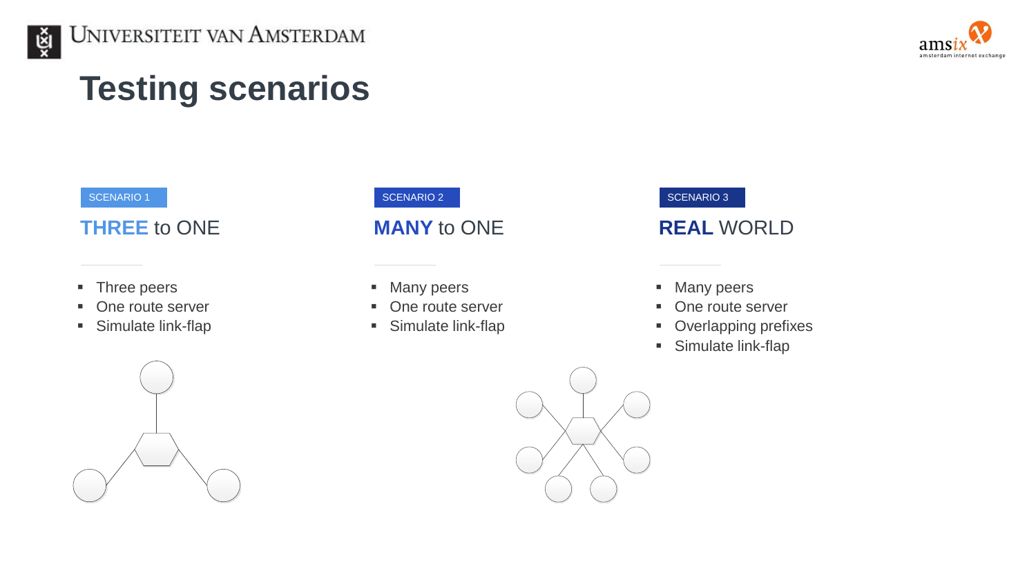# Testing scenarios

SCENARIO 1

## **THREE** to ONE

- Three peers
- One route server
- Simulate link-flap

SCENARIO 2

## **MANY** to ONE

- Many peers
- One route server
- Simulate link-flap

SCENARIO 3

## **REAL** WORLD

- Many peers
- One route server
- Overlapping prefixes
- Simulate link-flap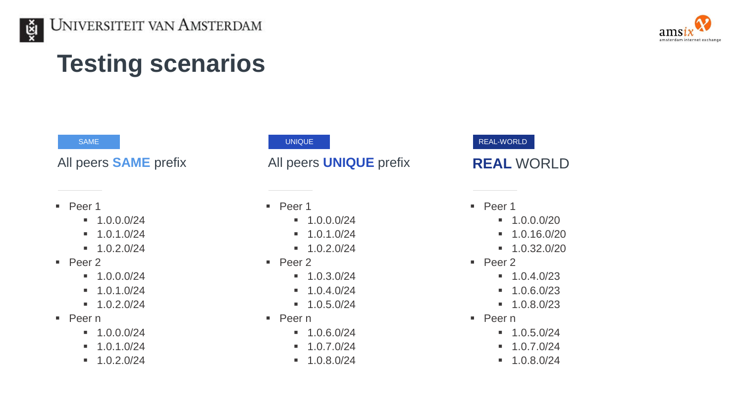# Testing scenarios

SAME

All peers **SAME** prefix

- Peer 1
  - 1.0.0.0/24
  - 1.0.1.0/24
  - 1.0.2.0/24
- Peer 2
  - 1.0.0.0/24
  - 1.0.1.0/24
  - 1.0.2.0/24
- Peer n
  - 1.0.0.0/24
  - 1.0.1.0/24
  - 1.0.2.0/24

UNIQUE

All peers **UNIQUE** prefix

- Peer 1
  - 1.0.0.0/24
  - 1.0.1.0/24
  - 1.0.2.0/24
- Peer 2
  - 1.0.3.0/24
  - 1.0.4.0/24
  - 1.0.5.0/24
- Peer n
  - 1.0.6.0/24
  - 1.0.7.0/24
  - 1.0.8.0/24

REAL-WORLD

**REAL** WORLD

- Peer 1
  - 1.0.0.0/20
  - 1.0.16.0/20
  - 1.0.32.0/20
- Peer 2
  - 1.0.4.0/23
  - 1.0.6.0/23
  - 1.0.8.0/23
- Peer n
  - 1.0.5.0/24
  - 1.0.7.0/24
  - 1.0.8.0/24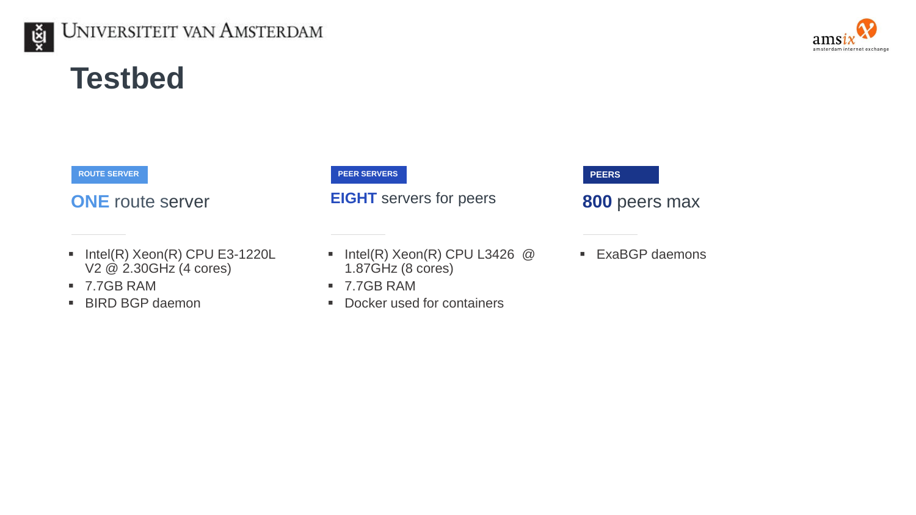# Testbed

### ROUTE SERVER

**ONE** route server

- Intel(R) Xeon(R) CPU E3-1220L V2 @ 2.30GHz (4 cores)
- 7.7GB RAM
- BIRD BGP daemon

### PEER SERVERS

**EIGHT** servers for peers

- Intel(R) Xeon(R) CPU L3426 @ 1.87GHz (8 cores)
- 7.7GB RAM
- Docker used for containers

### PEERS

**800** peers max

- ExaBGP daemons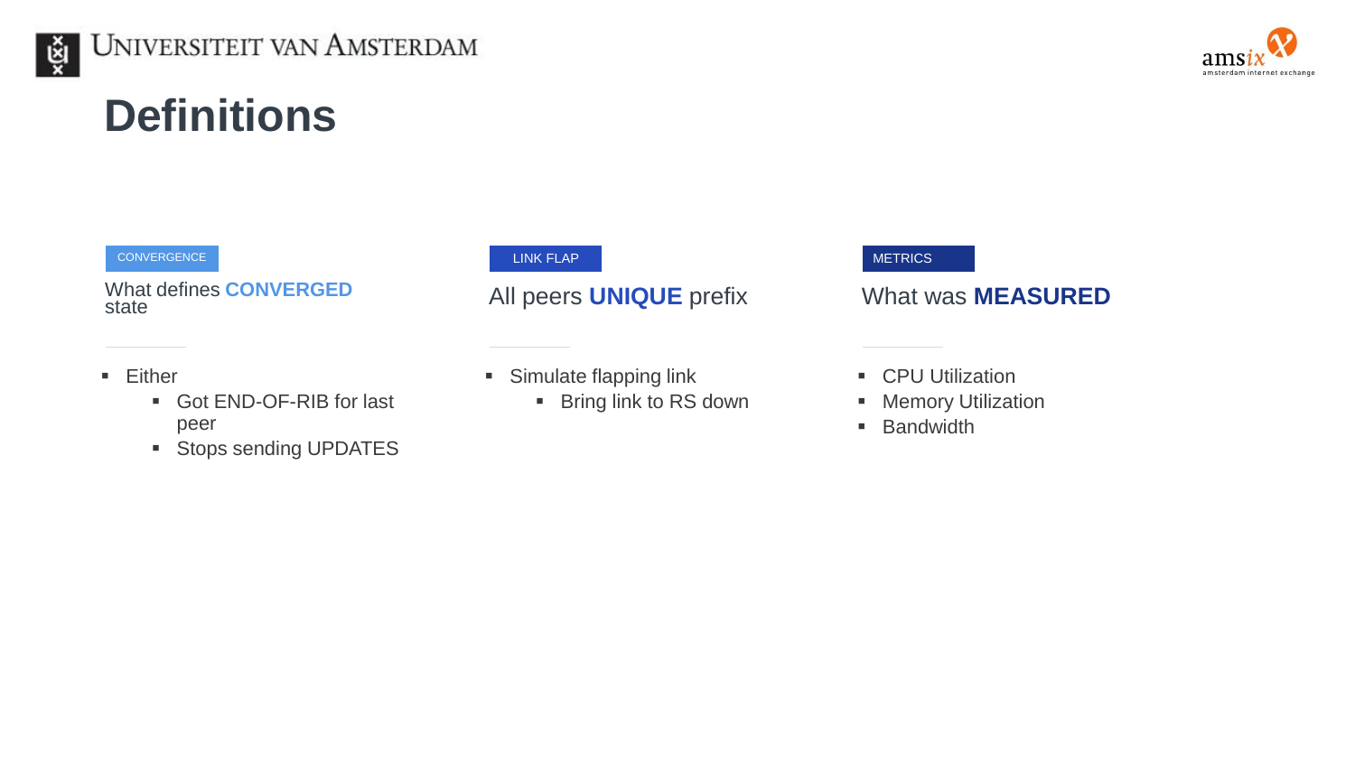# Definitions

### CONVERGENCE

What defines **CONVERGED** state

- Either
  - Got END-OF-RIB for last peer
  - Stops sending UPDATES

### LINK FLAP

All peers **UNIQUE** prefix

- Simulate flapping link
  - Bring link to RS down

### METRICS

What was **MEASURED**

- CPU Utilization
- Memory Utilization
- Bandwidth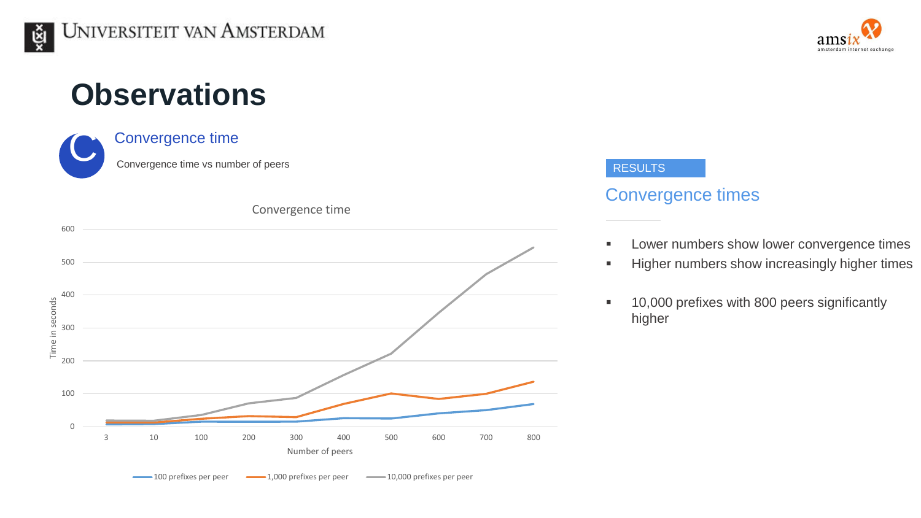# Observations

### Convergence time

Convergence time vs number of peers

Convergence time

| Number of peers | 3 | 10 | 100 | 200 | 300 | 400 | 500 | 600 | 700 | 800 |
|---|---|---|---|---|---|---|---|---|---|---|

Time in seconds (0–600)

100 prefixes per peer — 1,000 prefixes per peer — 10,000 prefixes per peer

RESULTS

## Convergence times

- Lower numbers show lower convergence times
- Higher numbers show increasingly higher times
- 10,000 prefixes with 800 peers significantly higher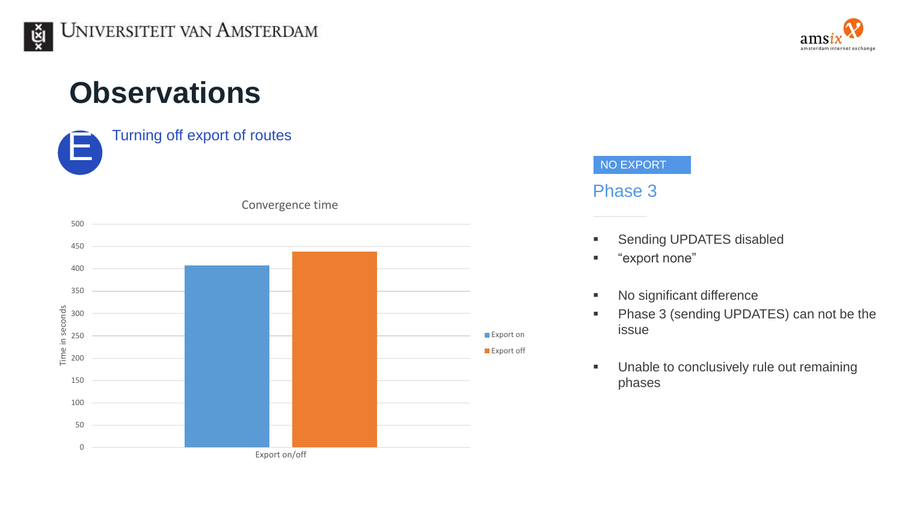# Observations

E — Turning off export of routes

Convergence time

| Export on/off | Time in seconds |
| --- | --- |
| Export on | ~407 |
| Export off | ~438 |

NO EXPORT

## Phase 3

- Sending UPDATES disabled
- "export none"

- No significant difference
- Phase 3 (sending UPDATES) can not be the issue

- Unable to conclusively rule out remaining phases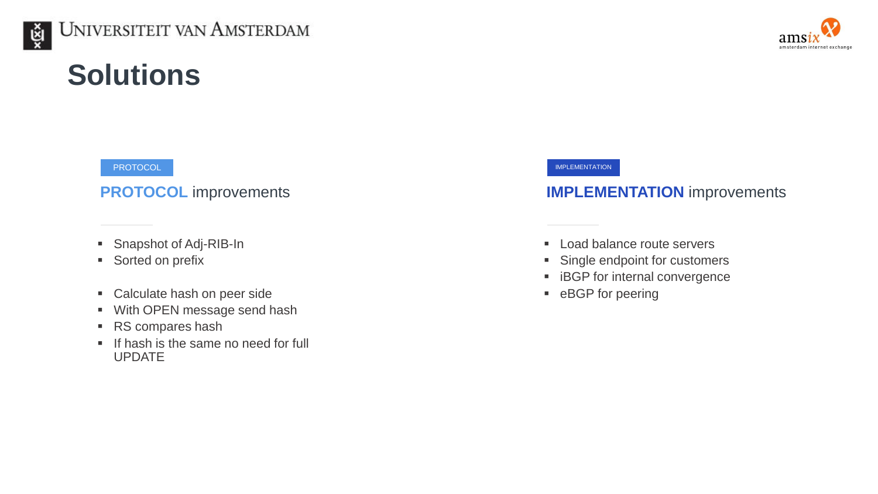# Solutions

PROTOCOL

## **PROTOCOL** improvements

- Snapshot of Adj-RIB-In
- Sorted on prefix

- Calculate hash on peer side
- With OPEN message send hash
- RS compares hash
- If hash is the same no need for full UPDATE

IMPLEMENTATION

## **IMPLEMENTATION** improvements

- Load balance route servers
- Single endpoint for customers
- iBGP for internal convergence
- eBGP for peering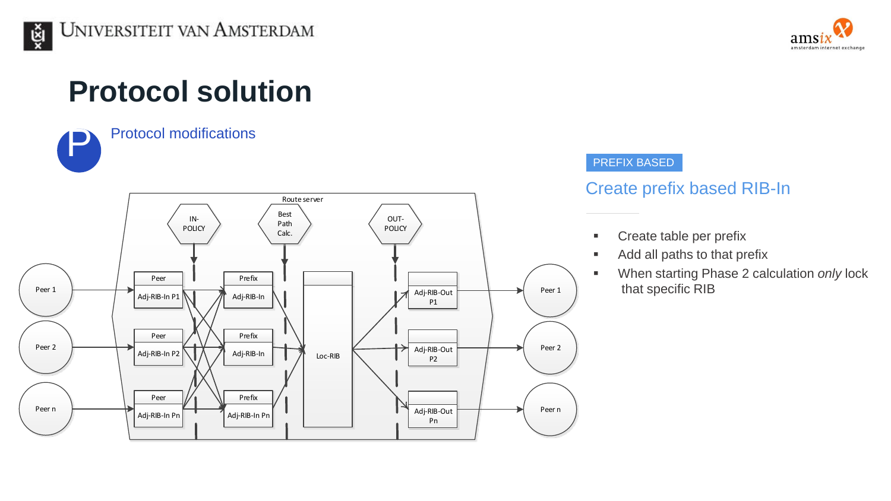# Protocol solution

## Protocol modifications

Route server

IN-POLICY | Best Path Calc. | OUT-POLICY

Peer 1 → Peer / Adj-RIB-In P1 → Prefix / Adj-RIB-In → Loc-RIB → Adj-RIB-Out P1 → Peer 1

Peer 2 → Peer / Adj-RIB-In P2 → Prefix / Adj-RIB-In → Loc-RIB → Adj-RIB-Out P2 → Peer 2

Peer n → Peer / Adj-RIB-In Pn → Prefix / Adj-RIB-In Pn → Loc-RIB → Adj-RIB-Out Pn → Peer n

PREFIX BASED

### Create prefix based RIB-In

- Create table per prefix
- Add all paths to that prefix
- When starting Phase 2 calculation *only* lock that specific RIB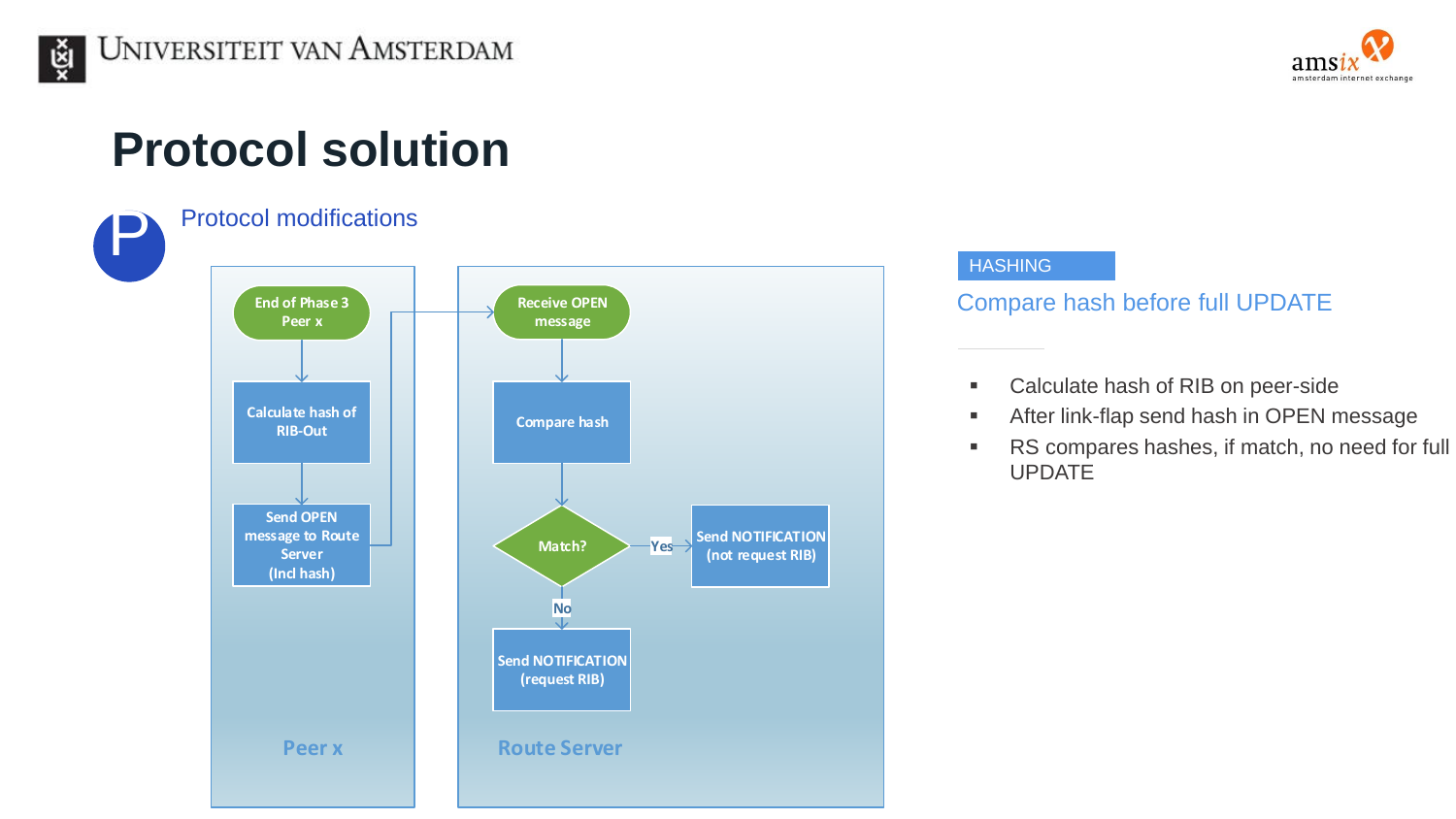# Protocol solution

Protocol modifications

**Peer x**

- End of Phase 3 Peer x
- Calculate hash of RIB-Out
- Send OPEN message to Route Server (Incl hash)

**Route Server**

- Receive OPEN message
- Compare hash
- Match?
  - Yes: Send NOTIFICATION (not request RIB)
  - No: Send NOTIFICATION (request RIB)

HASHING

## Compare hash before full UPDATE

- Calculate hash of RIB on peer-side
- After link-flap send hash in OPEN message
- RS compares hashes, if match, no need for full UPDATE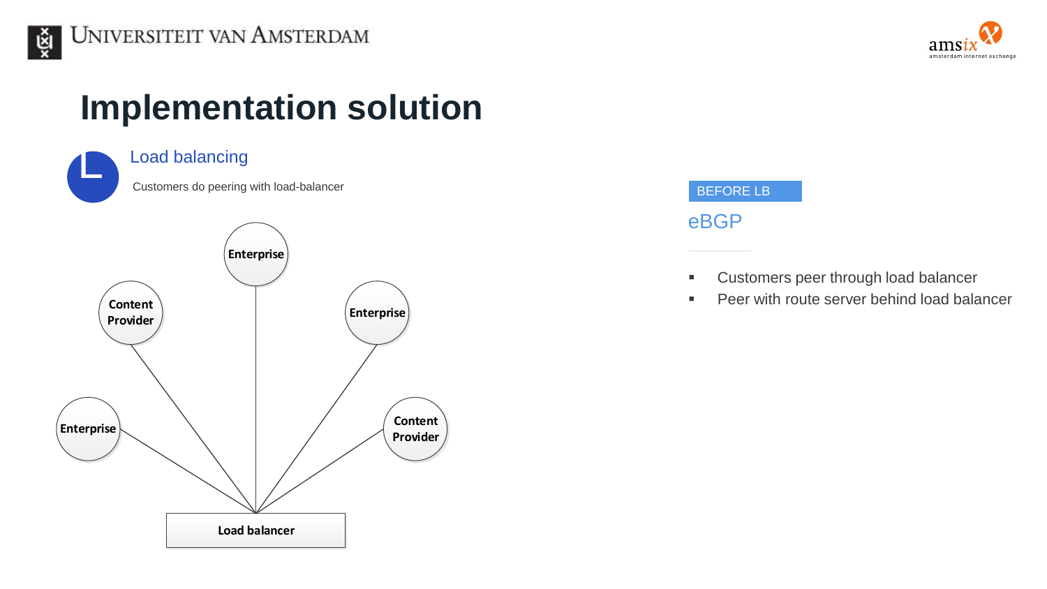# Implementation solution

## Load balancing

Customers do peering with load-balancer

Enterprise

Content Provider

Enterprise

Enterprise

Content Provider

Load balancer

BEFORE LB

### eBGP

- Customers peer through load balancer
- Peer with route server behind load balancer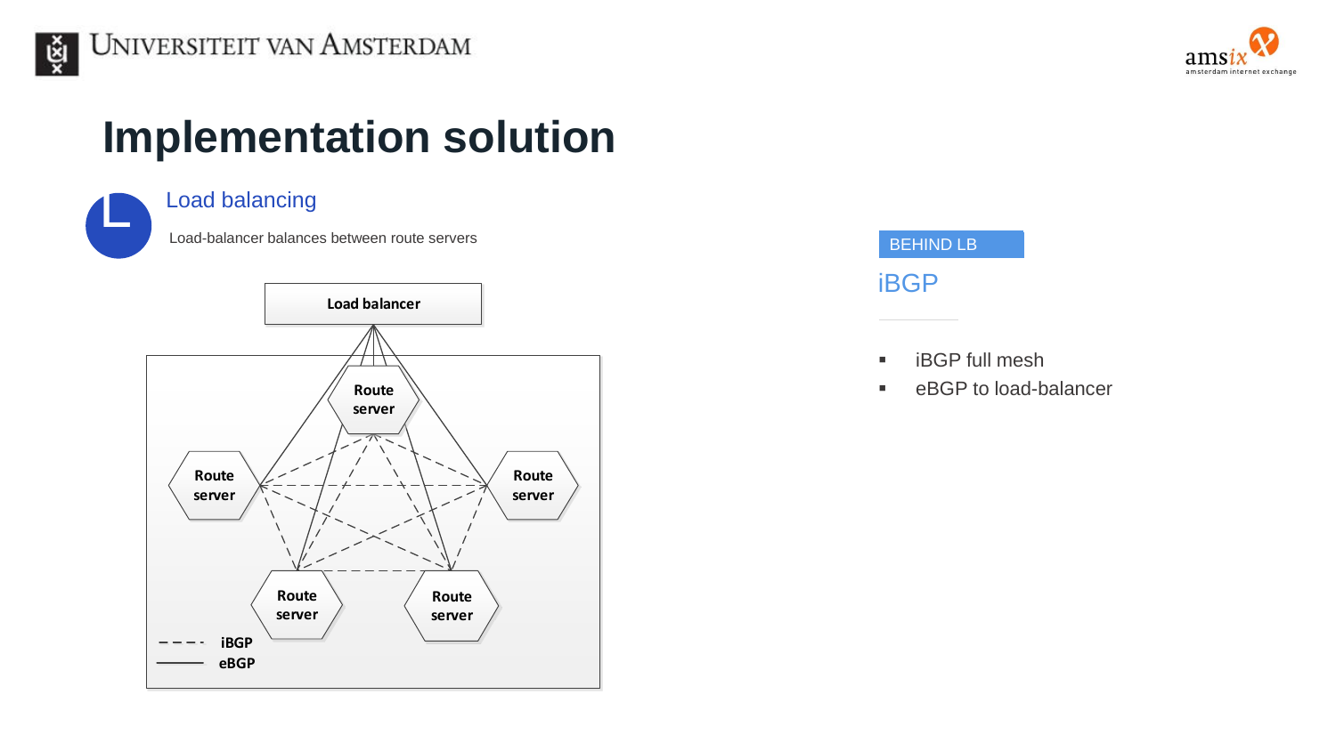# Implementation solution

## Load balancing

Load-balancer balances between route servers

Load balancer

Route server

Route server

Route server

Route server

Route server

iBGP

eBGP

BEHIND LB

### iBGP

- iBGP full mesh
- eBGP to load-balancer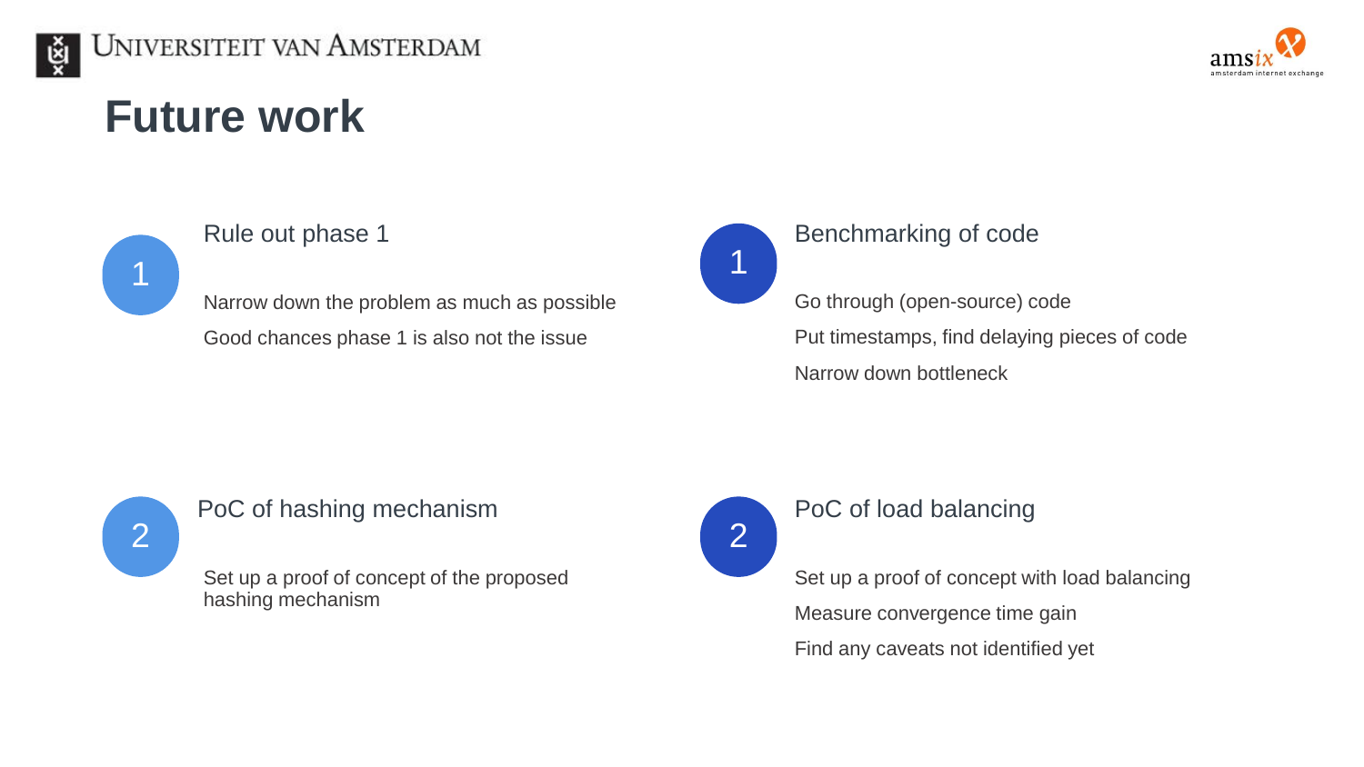# Future work

## 1 Rule out phase 1

Narrow down the problem as much as possible

Good chances phase 1 is also not the issue

## 2 PoC of hashing mechanism

Set up a proof of concept of the proposed hashing mechanism

## 1 Benchmarking of code

Go through (open-source) code

Put timestamps, find delaying pieces of code

Narrow down bottleneck

## 2 PoC of load balancing

Set up a proof of concept with load balancing

Measure convergence time gain

Find any caveats not identified yet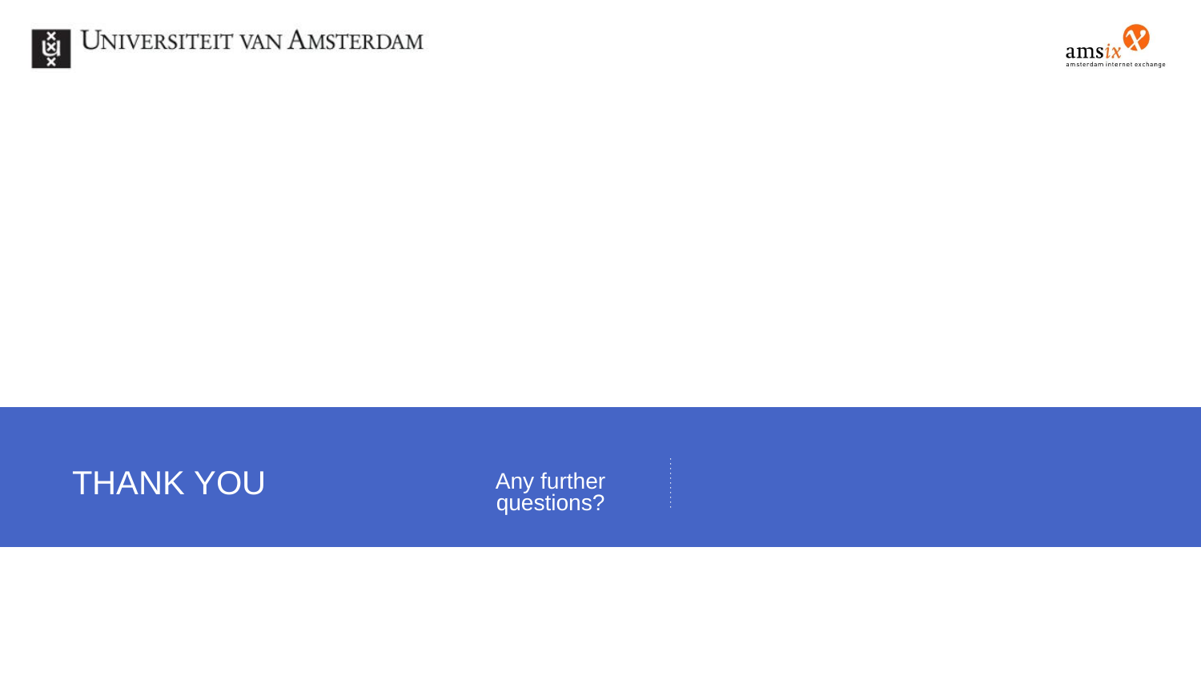# THANK YOU

Any further questions?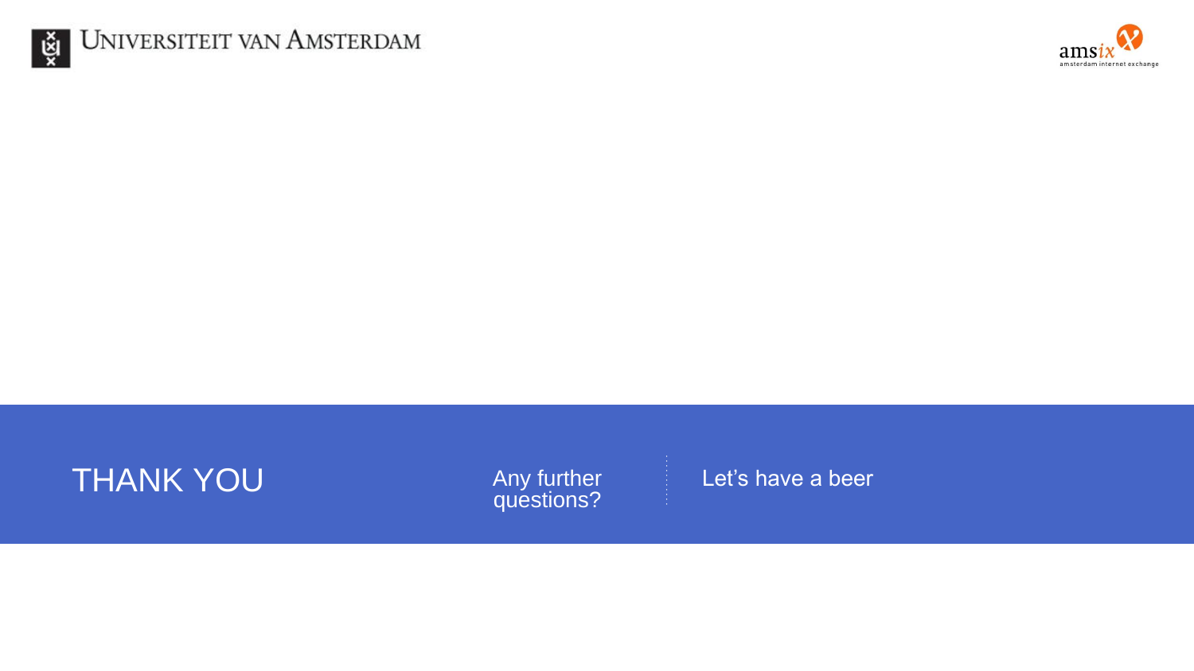# THANK YOU

Any further questions?

Let's have a beer